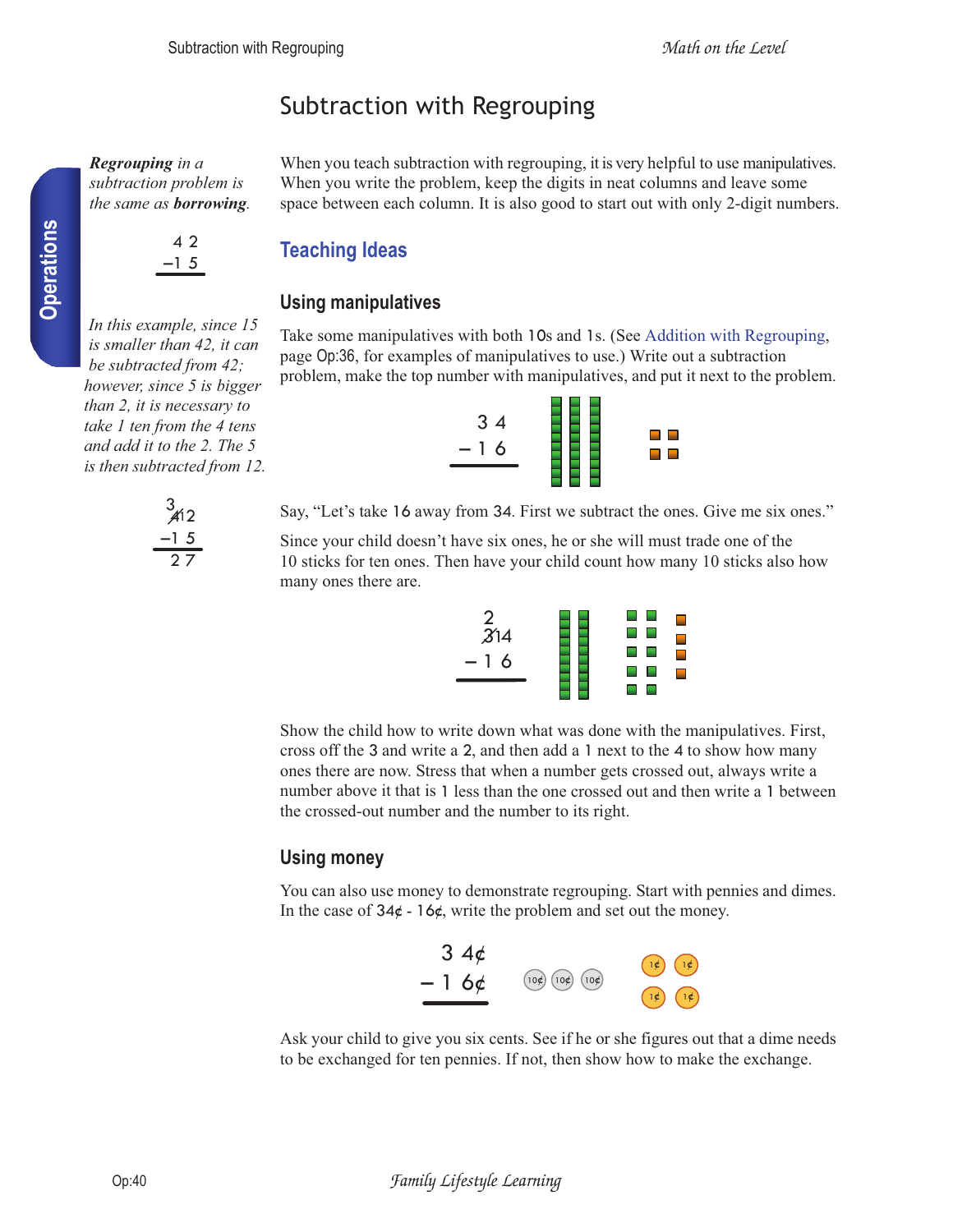# Subtraction with Regrouping

*Regrouping in a subtraction problem is the same as borrowing.*

```
  4 2
 –1 5
```

*In this example, since 15 is smaller than 42, it can be subtracted from 42; however, since 5 is bigger than 2, it is necessary to take 1 ten from the 4 tens and add it to the 2. The 5 is then subtracted from 12.*

```
  3
  4̸12
 –1 5
  2 7
```

When you teach subtraction with regrouping, it is very helpful to use manipulatives. When you write the problem, keep the digits in neat columns and leave some space between each column. It is also good to start out with only 2-digit numbers.

## Teaching Ideas

### Using manipulatives

Take some manipulatives with both 10s and 1s. (See Addition with Regrouping, page Op:36, for examples of manipulatives to use.) Write out a subtraction problem, make the top number with manipulatives, and put it next to the problem.

```
  3 4
– 1 6
```

Say, "Let's take 16 away from 34. First we subtract the ones. Give me six ones."

Since your child doesn't have six ones, he or she will must trade one of the 10 sticks for ten ones. Then have your child count how many 10 sticks also how many ones there are.

```
  2
  3̸14
– 1 6
```

Show the child how to write down what was done with the manipulatives. First, cross off the 3 and write a 2, and then add a 1 next to the 4 to show how many ones there are now. Stress that when a number gets crossed out, always write a number above it that is 1 less than the one crossed out and then write a 1 between the crossed-out number and the number to its right.

### Using money

You can also use money to demonstrate regrouping. Start with pennies and dimes. In the case of 34¢ - 16¢, write the problem and set out the money.

```
  3 4¢
– 1 6¢
```

Ask your child to give you six cents. See if he or she figures out that a dime needs to be exchanged for ten pennies. If not, then show how to make the exchange.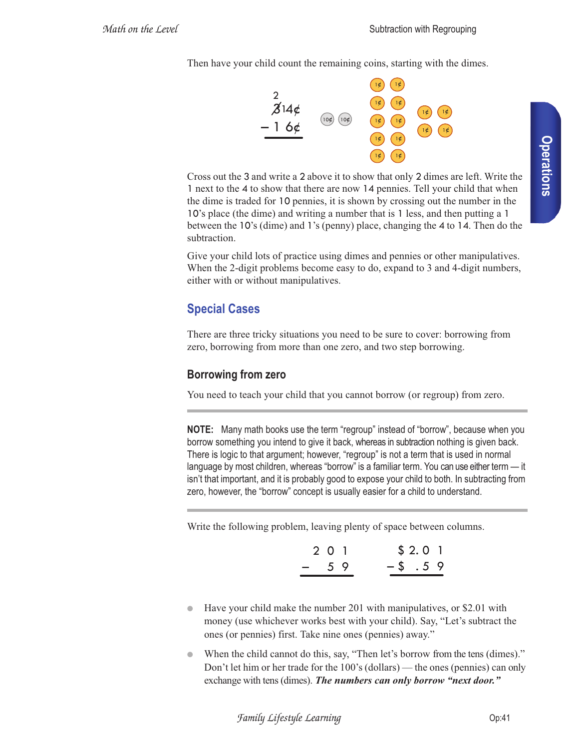Then have your child count the remaining coins, starting with the dimes.

```
  2
  3̸14¢
– 1 6¢
──────
```

Cross out the 3 and write a 2 above it to show that only 2 dimes are left. Write the 1 next to the 4 to show that there are now 14 pennies. Tell your child that when the dime is traded for 10 pennies, it is shown by crossing out the number in the 10's place (the dime) and writing a number that is 1 less, and then putting a 1 between the 10's (dime) and 1's (penny) place, changing the 4 to 14. Then do the subtraction.

Give your child lots of practice using dimes and pennies or other manipulatives. When the 2-digit problems become easy to do, expand to 3 and 4-digit numbers, either with or without manipulatives.

## Special Cases

There are three tricky situations you need to be sure to cover: borrowing from zero, borrowing from more than one zero, and two step borrowing.

### Borrowing from zero

You need to teach your child that you cannot borrow (or regroup) from zero.

---

**NOTE:** Many math books use the term "regroup" instead of "borrow", because when you borrow something you intend to give it back, whereas in subtraction nothing is given back. There is logic to that argument; however, "regroup" is not a term that is used in normal language by most children, whereas "borrow" is a familiar term. You can use either term — it isn't that important, and it is probably good to expose your child to both. In subtracting from zero, however, the "borrow" concept is usually easier for a child to understand.

---

Write the following problem, leaving plenty of space between columns.

```
  2 0 1        $ 2. 0 1
–   5 9      – $  . 5 9
───────      ──────────
```

- Have your child make the number 201 with manipulatives, or \$2.01 with money (use whichever works best with your child). Say, "Let's subtract the ones (or pennies) first. Take nine ones (pennies) away."
- When the child cannot do this, say, "Then let's borrow from the tens (dimes)." Don't let him or her trade for the 100's (dollars) — the ones (pennies) can only exchange with tens (dimes). ***The numbers can only borrow "next door."***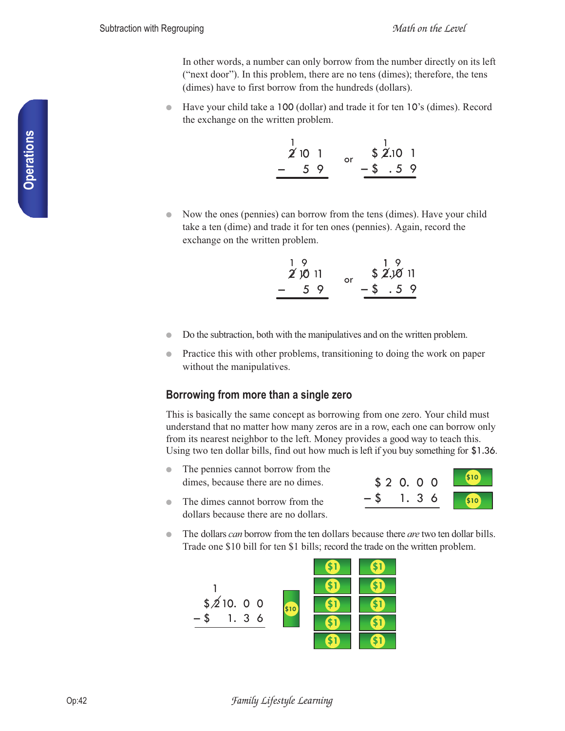In other words, a number can only borrow from the number directly on its left ("next door"). In this problem, there are no tens (dimes); therefore, the tens (dimes) have to first borrow from the hundreds (dollars).

- Have your child take a 100 (dollar) and trade it for ten 10's (dimes). Record the exchange on the written problem.

```
  1                    1
  2̸ 10  1    or   $ 2̸.10  1
−     5  9        −$   . 5  9
```

- Now the ones (pennies) can borrow from the tens (dimes). Have your child take a ten (dime) and trade it for ten ones (pennies). Again, record the exchange on the written problem.

```
  1  9                 1  9
  2̸ 1̸0̸ 11    or   $ 2̸.1̸0̸ 11
−     5  9        −$   . 5  9
```

- Do the subtraction, both with the manipulatives and on the written problem.
- Practice this with other problems, transitioning to doing the work on paper without the manipulatives.

### Borrowing from more than a single zero

This is basically the same concept as borrowing from one zero. Your child must understand that no matter how many zeros are in a row, each one can borrow only from its nearest neighbor to the left. Money provides a good way to teach this. Using two ten dollar bills, find out how much is left if you buy something for $1.36.

- The pennies cannot borrow from the dimes, because there are no dimes.
- The dimes cannot borrow from the dollars because there are no dollars.

```
  $ 2 0. 0 0
− $    1. 3 6
```

- The dollars *can* borrow from the ten dollars because there *are* two ten dollar bills. Trade one $10 bill for ten $1 bills; record the trade on the written problem.

```
    1
  $ 2̸ 10. 0 0
− $     1. 3 6
```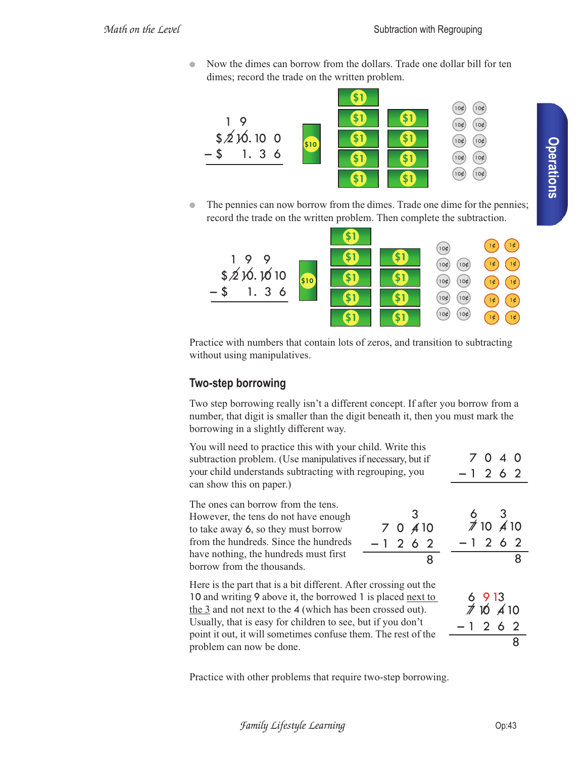- Now the dimes can borrow from the dollars. Trade one dollar bill for ten dimes; record the trade on the written problem.

```
   1 9
 $ 2 10. 10 0
− $    1. 3 6
```

- The pennies can now borrow from the dimes. Trade one dime for the pennies; record the trade on the written problem. Then complete the subtraction.

```
   1 9  9
 $ 2 10. 10 10
− $    1. 3  6
```

Practice with numbers that contain lots of zeros, and transition to subtracting without using manipulatives.

### Two-step borrowing

Two step borrowing really isn't a different concept. If after you borrow from a number, that digit is smaller than the digit beneath it, then you must mark the borrowing in a slightly different way.

You will need to practice this with your child. Write this subtraction problem. (Use manipulatives if necessary, but if your child understands subtracting with regrouping, you can show this on paper.)

```
  7 0 4 0
− 1 2 6 2
```

The ones can borrow from the tens. However, the tens do not have enough to take away 6, so they must borrow from the hundreds. Since the hundreds have nothing, the hundreds must first borrow from the thousands.

```
      3
  7 0 4 10
− 1 2 6 2
        8
```

```
  6     3
  7 10  4 10
− 1  2  6 2
          8
```

Here is the part that is a bit different. After crossing out the 10 and writing 9 above it, the borrowed 1 is placed next to the 3 and not next to the 4 (which has been crossed out). Usually, that is easy for children to see, but if you don't point it out, it will sometimes confuse them. The rest of the problem can now be done.

```
  6  9 13
  7 10  4 10
− 1  2  6 2
          8
```

Practice with other problems that require two-step borrowing.